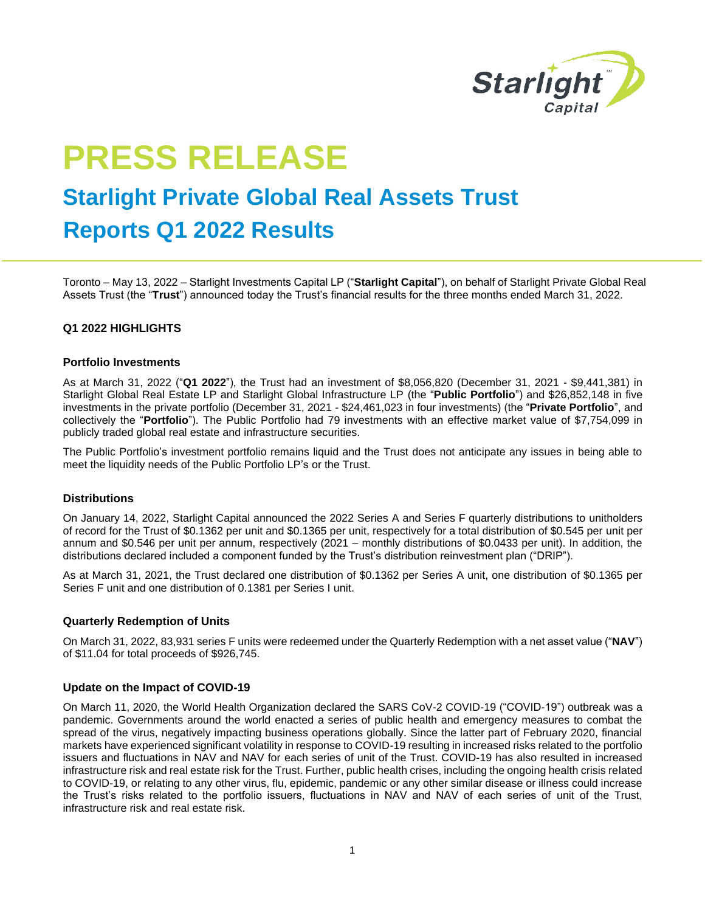# PRESS RELEASE

## Starlight Private Global Real Assets Trust Reports Q1 2022 Results

Toronto – May 13, 2022 – Starlight Investments Capital LP ("**Starlight Capital**"), on behalf of Starlight Private Global Real Assets Trust (the "**Trust**") announced today the Trust's financial results for the three months ended March 31, 2022.

### Q1 2022 HIGHLIGHTS

#### Portfolio Investments

As at March 31, 2022 ("**Q1 2022**"), the Trust had an investment of $8,056,820 (December 31, 2021 - $9,441,381) in Starlight Global Real Estate LP and Starlight Global Infrastructure LP (the "**Public Portfolio**") and $26,852,148 in five investments in the private portfolio (December 31, 2021 - $24,461,023 in four investments) (the "**Private Portfolio**", and collectively the "**Portfolio**"). The Public Portfolio had 79 investments with an effective market value of $7,754,099 in publicly traded global real estate and infrastructure securities.

The Public Portfolio's investment portfolio remains liquid and the Trust does not anticipate any issues in being able to meet the liquidity needs of the Public Portfolio LP's or the Trust.

#### Distributions

On January 14, 2022, Starlight Capital announced the 2022 Series A and Series F quarterly distributions to unitholders of record for the Trust of $0.1362 per unit and $0.1365 per unit, respectively for a total distribution of $0.545 per unit per annum and $0.546 per unit per annum, respectively (2021 – monthly distributions of $0.0433 per unit). In addition, the distributions declared included a component funded by the Trust's distribution reinvestment plan ("DRIP").

As at March 31, 2021, the Trust declared one distribution of $0.1362 per Series A unit, one distribution of $0.1365 per Series F unit and one distribution of 0.1381 per Series I unit.

#### Quarterly Redemption of Units

On March 31, 2022, 83,931 series F units were redeemed under the Quarterly Redemption with a net asset value ("**NAV**") of $11.04 for total proceeds of $926,745.

#### Update on the Impact of COVID-19

On March 11, 2020, the World Health Organization declared the SARS CoV-2 COVID-19 ("COVID-19") outbreak was a pandemic. Governments around the world enacted a series of public health and emergency measures to combat the spread of the virus, negatively impacting business operations globally. Since the latter part of February 2020, financial markets have experienced significant volatility in response to COVID-19 resulting in increased risks related to the portfolio issuers and fluctuations in NAV and NAV for each series of unit of the Trust. COVID-19 has also resulted in increased infrastructure risk and real estate risk for the Trust. Further, public health crises, including the ongoing health crisis related to COVID-19, or relating to any other virus, flu, epidemic, pandemic or any other similar disease or illness could increase the Trust's risks related to the portfolio issuers, fluctuations in NAV and NAV of each series of unit of the Trust, infrastructure risk and real estate risk.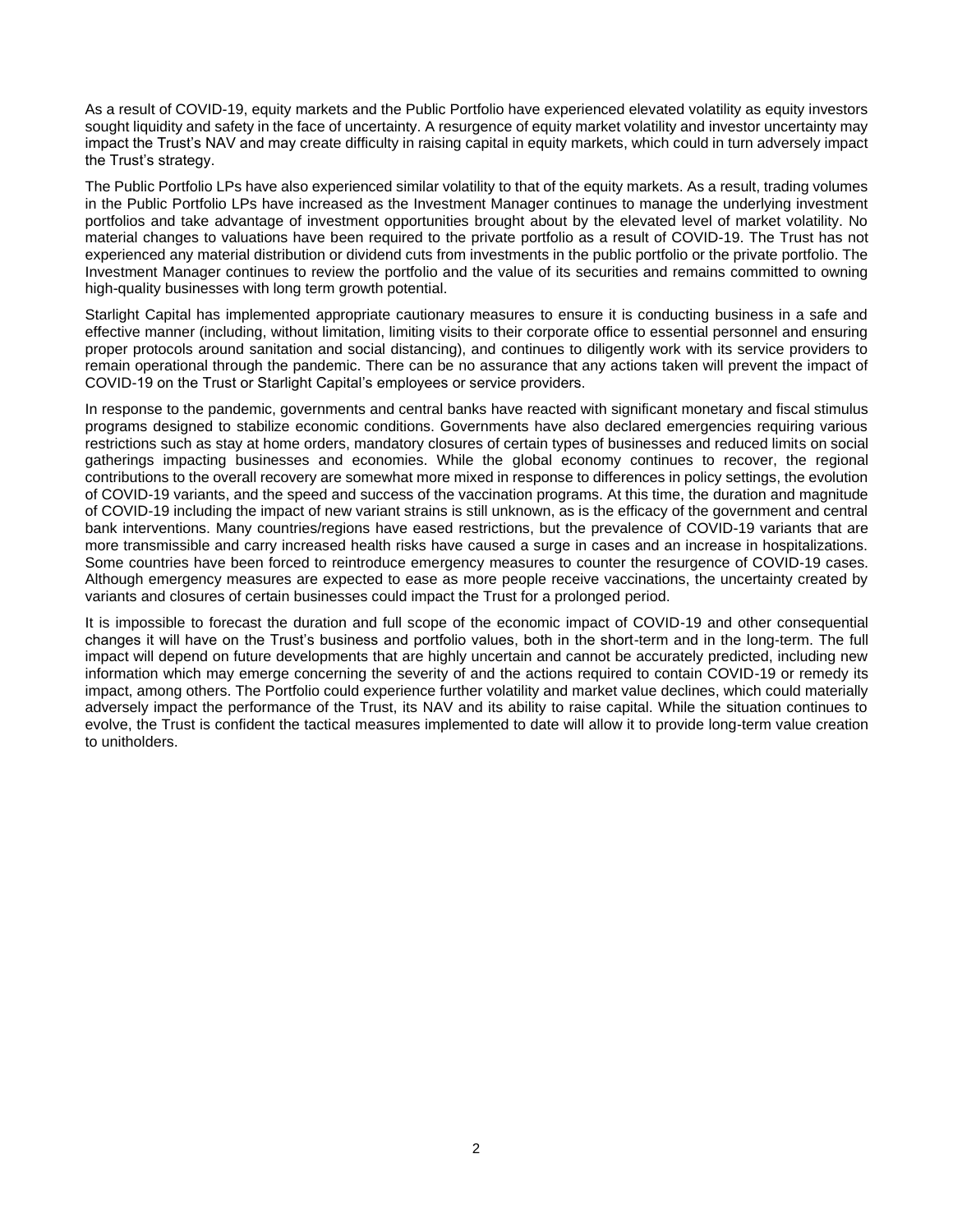As a result of COVID-19, equity markets and the Public Portfolio have experienced elevated volatility as equity investors sought liquidity and safety in the face of uncertainty. A resurgence of equity market volatility and investor uncertainty may impact the Trust's NAV and may create difficulty in raising capital in equity markets, which could in turn adversely impact the Trust's strategy.

The Public Portfolio LPs have also experienced similar volatility to that of the equity markets. As a result, trading volumes in the Public Portfolio LPs have increased as the Investment Manager continues to manage the underlying investment portfolios and take advantage of investment opportunities brought about by the elevated level of market volatility. No material changes to valuations have been required to the private portfolio as a result of COVID-19. The Trust has not experienced any material distribution or dividend cuts from investments in the public portfolio or the private portfolio. The Investment Manager continues to review the portfolio and the value of its securities and remains committed to owning high-quality businesses with long term growth potential.

Starlight Capital has implemented appropriate cautionary measures to ensure it is conducting business in a safe and effective manner (including, without limitation, limiting visits to their corporate office to essential personnel and ensuring proper protocols around sanitation and social distancing), and continues to diligently work with its service providers to remain operational through the pandemic. There can be no assurance that any actions taken will prevent the impact of COVID-19 on the Trust or Starlight Capital's employees or service providers.

In response to the pandemic, governments and central banks have reacted with significant monetary and fiscal stimulus programs designed to stabilize economic conditions. Governments have also declared emergencies requiring various restrictions such as stay at home orders, mandatory closures of certain types of businesses and reduced limits on social gatherings impacting businesses and economies. While the global economy continues to recover, the regional contributions to the overall recovery are somewhat more mixed in response to differences in policy settings, the evolution of COVID-19 variants, and the speed and success of the vaccination programs. At this time, the duration and magnitude of COVID-19 including the impact of new variant strains is still unknown, as is the efficacy of the government and central bank interventions. Many countries/regions have eased restrictions, but the prevalence of COVID-19 variants that are more transmissible and carry increased health risks have caused a surge in cases and an increase in hospitalizations. Some countries have been forced to reintroduce emergency measures to counter the resurgence of COVID-19 cases. Although emergency measures are expected to ease as more people receive vaccinations, the uncertainty created by variants and closures of certain businesses could impact the Trust for a prolonged period.

It is impossible to forecast the duration and full scope of the economic impact of COVID-19 and other consequential changes it will have on the Trust's business and portfolio values, both in the short-term and in the long-term. The full impact will depend on future developments that are highly uncertain and cannot be accurately predicted, including new information which may emerge concerning the severity of and the actions required to contain COVID-19 or remedy its impact, among others. The Portfolio could experience further volatility and market value declines, which could materially adversely impact the performance of the Trust, its NAV and its ability to raise capital. While the situation continues to evolve, the Trust is confident the tactical measures implemented to date will allow it to provide long-term value creation to unitholders.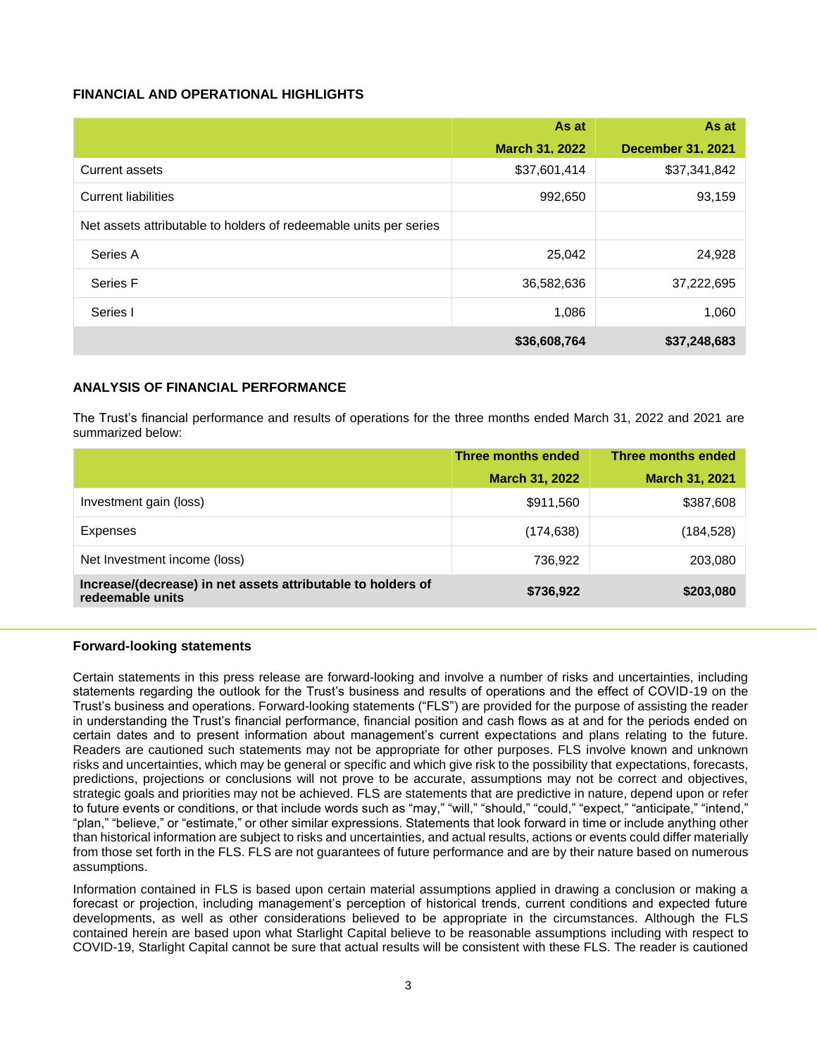### FINANCIAL AND OPERATIONAL HIGHLIGHTS

| | As at March 31, 2022 | As at December 31, 2021 |
|---|---|---|
| Current assets | $37,601,414 | $37,341,842 |
| Current liabilities | 992,650 | 93,159 |
| Net assets attributable to holders of redeemable units per series | | |
| Series A | 25,042 | 24,928 |
| Series F | 36,582,636 | 37,222,695 |
| Series I | 1,086 | 1,060 |
| | **$36,608,764** | **$37,248,683** |

### ANALYSIS OF FINANCIAL PERFORMANCE

The Trust's financial performance and results of operations for the three months ended March 31, 2022 and 2021 are summarized below:

| | Three months ended March 31, 2022 | Three months ended March 31, 2021 |
|---|---|---|
| Investment gain (loss) | $911,560 | $387,608 |
| Expenses | (174,638) | (184,528) |
| Net Investment income (loss) | 736,922 | 203,080 |
| **Increase/(decrease) in net assets attributable to holders of redeemable units** | **$736,922** | **$203,080** |

#### Forward-looking statements

Certain statements in this press release are forward-looking and involve a number of risks and uncertainties, including statements regarding the outlook for the Trust's business and results of operations and the effect of COVID-19 on the Trust's business and operations. Forward-looking statements ("FLS") are provided for the purpose of assisting the reader in understanding the Trust's financial performance, financial position and cash flows as at and for the periods ended on certain dates and to present information about management's current expectations and plans relating to the future. Readers are cautioned such statements may not be appropriate for other purposes. FLS involve known and unknown risks and uncertainties, which may be general or specific and which give risk to the possibility that expectations, forecasts, predictions, projections or conclusions will not prove to be accurate, assumptions may not be correct and objectives, strategic goals and priorities may not be achieved. FLS are statements that are predictive in nature, depend upon or refer to future events or conditions, or that include words such as "may," "will," "should," "could," "expect," "anticipate," "intend," "plan," "believe," or "estimate," or other similar expressions. Statements that look forward in time or include anything other than historical information are subject to risks and uncertainties, and actual results, actions or events could differ materially from those set forth in the FLS. FLS are not guarantees of future performance and are by their nature based on numerous assumptions.

Information contained in FLS is based upon certain material assumptions applied in drawing a conclusion or making a forecast or projection, including management's perception of historical trends, current conditions and expected future developments, as well as other considerations believed to be appropriate in the circumstances. Although the FLS contained herein are based upon what Starlight Capital believe to be reasonable assumptions including with respect to COVID-19, Starlight Capital cannot be sure that actual results will be consistent with these FLS. The reader is cautioned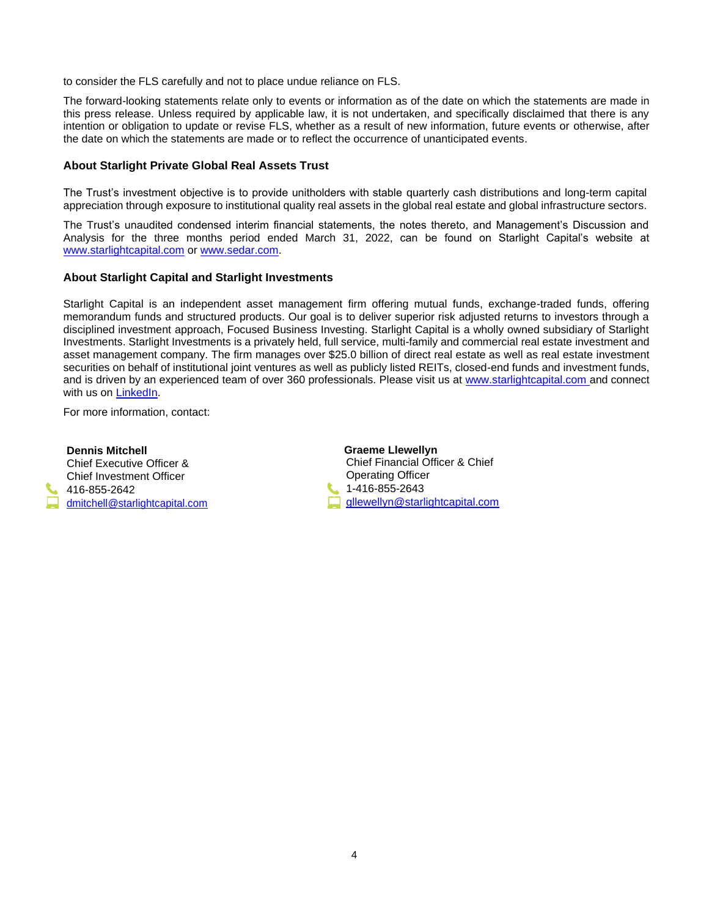to consider the FLS carefully and not to place undue reliance on FLS.

The forward-looking statements relate only to events or information as of the date on which the statements are made in this press release. Unless required by applicable law, it is not undertaken, and specifically disclaimed that there is any intention or obligation to update or revise FLS, whether as a result of new information, future events or otherwise, after the date on which the statements are made or to reflect the occurrence of unanticipated events.

### About Starlight Private Global Real Assets Trust

The Trust's investment objective is to provide unitholders with stable quarterly cash distributions and long-term capital appreciation through exposure to institutional quality real assets in the global real estate and global infrastructure sectors.

The Trust's unaudited condensed interim financial statements, the notes thereto, and Management's Discussion and Analysis for the three months period ended March 31, 2022, can be found on Starlight Capital's website at www.starlightcapital.com or www.sedar.com.

### About Starlight Capital and Starlight Investments

Starlight Capital is an independent asset management firm offering mutual funds, exchange-traded funds, offering memorandum funds and structured products. Our goal is to deliver superior risk adjusted returns to investors through a disciplined investment approach, Focused Business Investing. Starlight Capital is a wholly owned subsidiary of Starlight Investments. Starlight Investments is a privately held, full service, multi-family and commercial real estate investment and asset management company. The firm manages over $25.0 billion of direct real estate as well as real estate investment securities on behalf of institutional joint ventures as well as publicly listed REITs, closed-end funds and investment funds, and is driven by an experienced team of over 360 professionals. Please visit us at www.starlightcapital.com and connect with us on LinkedIn.

For more information, contact:

**Dennis Mitchell**
Chief Executive Officer &
Chief Investment Officer
416-855-2642
dmitchell@starlightcapital.com

**Graeme Llewellyn**
Chief Financial Officer & Chief
Operating Officer
1-416-855-2643
gllewellyn@starlightcapital.com